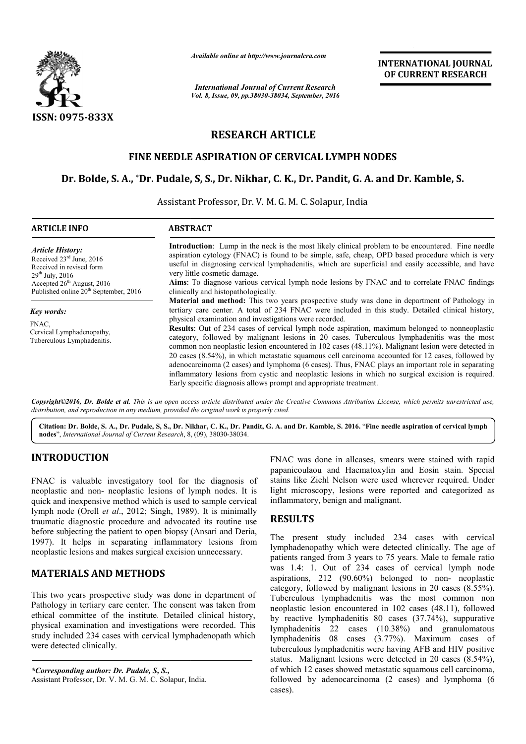*Available online at http://www.journalcra.com*

*International Journal of Current Research*
*Vol. 8, Issue, 09, pp.38030-38034, September, 2016*

**INTERNATIONAL JOURNAL OF CURRENT RESEARCH**

ISSN: 0975-833X

# RESEARCH ARTICLE

## FINE NEEDLE ASPIRATION OF CERVICAL LYMPH NODES

**Dr. Bolde, S. A., \*Dr. Pudale, S, S., Dr. Nikhar, C. K., Dr. Pandit, G. A. and Dr. Kamble, S.**

Assistant Professor, Dr. V. M. G. M. C. Solapur, India

### ARTICLE INFO

*Article History:*

Received 23[rd] June, 2016
Received in revised form
29[th] July, 2016
Accepted 26[th] August, 2016
Published online 20[th] September, 2016

*Key words:*

FNAC,
Cervical Lymphadenopathy,
Tuberculous Lymphadenitis.

### ABSTRACT

**Introduction**: Lump in the neck is the most likely clinical problem to be encountered. Fine needle aspiration cytology (FNAC) is found to be simple, safe, cheap, OPD based procedure which is very useful in diagnosing cervical lymphadenitis, which are superficial and easily accessible, and have very little cosmetic damage.

**Aims**: To diagnose various cervical lymph node lesions by FNAC and to correlate FNAC findings clinically and histopathologically.

**Material and method:** This two years prospective study was done in department of Pathology in tertiary care center. A total of 234 FNAC were included in this study. Detailed clinical history, physical examination and investigations were recorded.

**Results**: Out of 234 cases of cervical lymph node aspiration, maximum belonged to nonneoplastic category, followed by malignant lesions in 20 cases. Tuberculous lymphadenitis was the most common non neoplastic lesion encountered in 102 cases (48.11%). Malignant lesion were detected in 20 cases (8.54%), in which metastatic squamous cell carcinoma accounted for 12 cases, followed by adenocarcinoma (2 cases) and lymphoma (6 cases). Thus, FNAC plays an important role in separating inflammatory lesions from cystic and neoplastic lesions in which no surgical excision is required. Early specific diagnosis allows prompt and appropriate treatment.

*Copyright©2016, Dr. Bolde et al. This is an open access article distributed under the Creative Commons Attribution License, which permits unrestricted use, distribution, and reproduction in any medium, provided the original work is properly cited.*

**Citation: Dr. Bolde, S. A., Dr. Pudale, S, S., Dr. Nikhar, C. K., Dr. Pandit, G. A. and Dr. Kamble, S. 2016.** "**Fine needle aspiration of cervical lymph nodes**", *International Journal of Current Research*, 8, (09), 38030-38034.

## INTRODUCTION

FNAC is valuable investigatory tool for the diagnosis of neoplastic and non- neoplastic lesions of lymph nodes. It is quick and inexpensive method which is used to sample cervical lymph node (Orell *et al*., 2012; Singh, 1989). It is minimally traumatic diagnostic procedure and advocated its routine use before subjecting the patient to open biopsy (Ansari and Deria, 1997). It helps in separating inflammatory lesions from neoplastic lesions and makes surgical excision unnecessary.

## MATERIALS AND METHODS

This two years prospective study was done in department of Pathology in tertiary care center. The consent was taken from ethical committee of the institute. Detailed clinical history, physical examination and investigations were recorded. This study included 234 cases with cervical lymphadenopath which were detected clinically.

FNAC was done in allcases, smears were stained with rapid papanicoulaou and Haematoxylin and Eosin stain. Special stains like Ziehl Nelson were used wherever required. Under light microscopy, lesions were reported and categorized as inflammatory, benign and malignant.

## RESULTS

The present study included 234 cases with cervical lymphadenopathy which were detected clinically. The age of patients ranged from 3 years to 75 years. Male to female ratio was 1.4: 1. Out of 234 cases of cervical lymph node aspirations, 212 (90.60%) belonged to non- neoplastic category, followed by malignant lesions in 20 cases (8.55%). Tuberculous lymphadenitis was the most common non neoplastic lesion encountered in 102 cases (48.11), followed by reactive lymphadenitis 80 cases (37.74%), suppurative lymphadenitis 22 cases (10.38%) and granulomatous lymphadenitis 08 cases (3.77%). Maximum cases of tuberculous lymphadenitis were having AFB and HIV positive status. Malignant lesions were detected in 20 cases (8.54%), of which 12 cases showed metastatic squamous cell carcinoma, followed by adenocarcinoma (2 cases) and lymphoma (6 cases).

*\*Corresponding author: Dr. Pudale, S, S.,*
Assistant Professor, Dr. V. M. G. M. C. Solapur, India.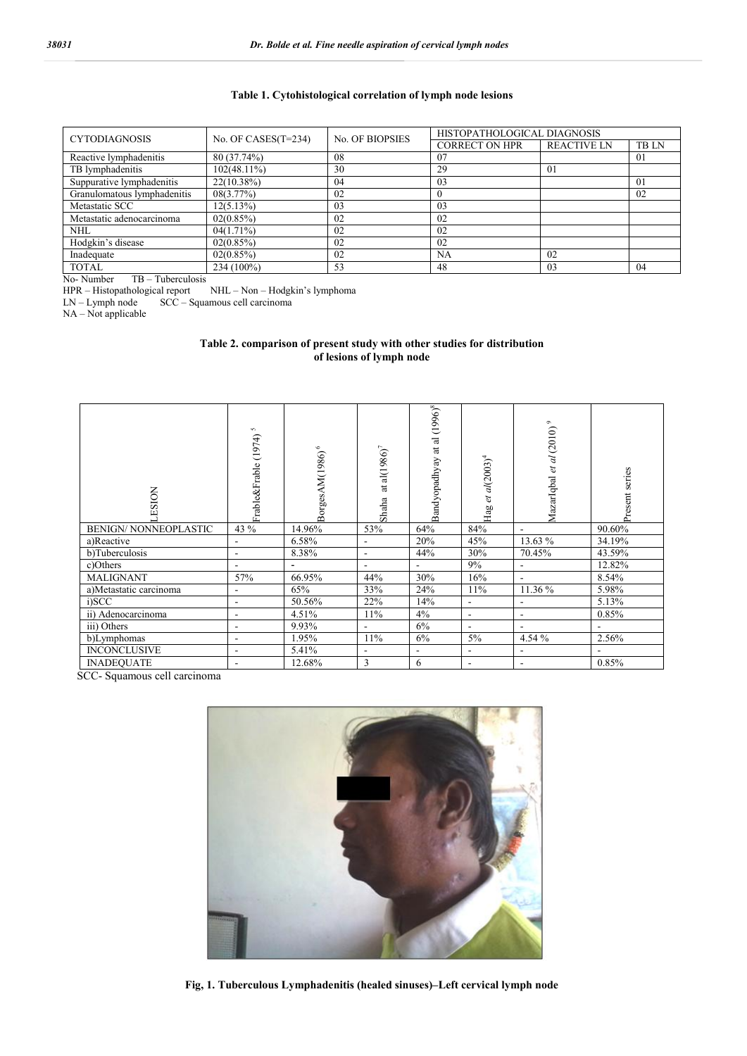**Table 1. Cytohistological correlation of lymph node lesions**

| CYTODIAGNOSIS | No. OF CASES(T=234) | No. OF BIOPSIES | HISTOPATHOLOGICAL DIAGNOSIS | | |
|---|---|---|---|---|---|
| | | | CORRECT ON HPR | REACTIVE LN | TB LN |
| Reactive lymphadenitis | 80 (37.74%) | 08 | 07 | | 01 |
| TB lymphadenitis | 102(48.11%) | 30 | 29 | 01 | |
| Suppurative lymphadenitis | 22(10.38%) | 04 | 03 | | 01 |
| Granulomatous lymphadenitis | 08(3.77%) | 02 | 0 | | 02 |
| Metastatic SCC | 12(5.13%) | 03 | 03 | | |
| Metastatic adenocarcinoma | 02(0.85%) | 02 | 02 | | |
| NHL | 04(1.71%) | 02 | 02 | | |
| Hodgkin's disease | 02(0.85%) | 02 | 02 | | |
| Inadequate | 02(0.85%) | 02 | NA | 02 | |
| TOTAL | 234 (100%) | 53 | 48 | 03 | 04 |

No- Number TB – Tuberculosis
HPR – Histopathological report NHL – Non – Hodgkin's lymphoma
LN – Lymph node SCC – Squamous cell carcinoma
NA – Not applicable

**Table 2. comparison of present study with other studies for distribution of lesions of lymph node**

| LESION | Frable&Frable (1974)[5] | BorgesAM(1986)[6] | Shaha at al(1986)[7] | Bandyopadhyay at al (1996)[8] | Hag *et al*(2003)[4] | MazarIqbal *et al* (2010)[9] | Present series |
|---|---|---|---|---|---|---|---|
| BENIGN/ NONNEOPLASTIC | 43 % | 14.96% | 53% | 64% | 84% | - | 90.60% |
| a)Reactive | - | 6.58% | - | 20% | 45% | 13.63 % | 34.19% |
| b)Tuberculosis | - | 8.38% | - | 44% | 30% | 70.45% | 43.59% |
| c)Others | - | - | - | - | 9% | - | 12.82% |
| MALIGNANT | 57% | 66.95% | 44% | 30% | 16% | - | 8.54% |
| a)Metastatic carcinoma | - | 65% | 33% | 24% | 11% | 11.36 % | 5.98% |
| i)SCC | - | 50.56% | 22% | 14% | - | - | 5.13% |
| ii) Adenocarcinoma | - | 4.51% | 11% | 4% | - | - | 0.85% |
| iii) Others | - | 9.93% | - | 6% | - | - | - |
| b)Lymphomas | - | 1.95% | 11% | 6% | 5% | 4.54 % | 2.56% |
| INCONCLUSIVE | - | 5.41% | - | - | - | - | - |
| INADEQUATE | - | 12.68% | 3 | 6 | - | - | 0.85% |

SCC- Squamous cell carcinoma

**Fig, 1. Tuberculous Lymphadenitis (healed sinuses)–Left cervical lymph node**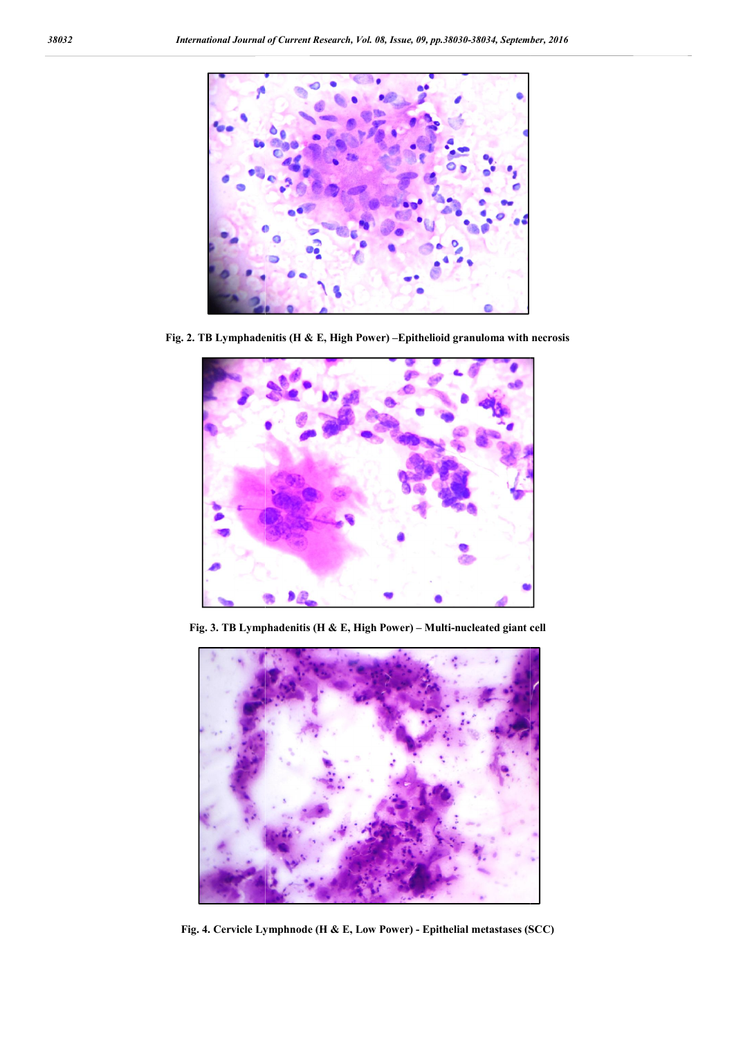Fig. 2. TB Lymphadenitis (H & E, High Power) –Epithelioid granuloma with necrosis

Fig. 3. TB Lymphadenitis (H & E, High Power) – Multi-nucleated giant cell

Fig. 4. Cervicle Lymphnode (H & E, Low Power) - Epithelial metastases (SCC)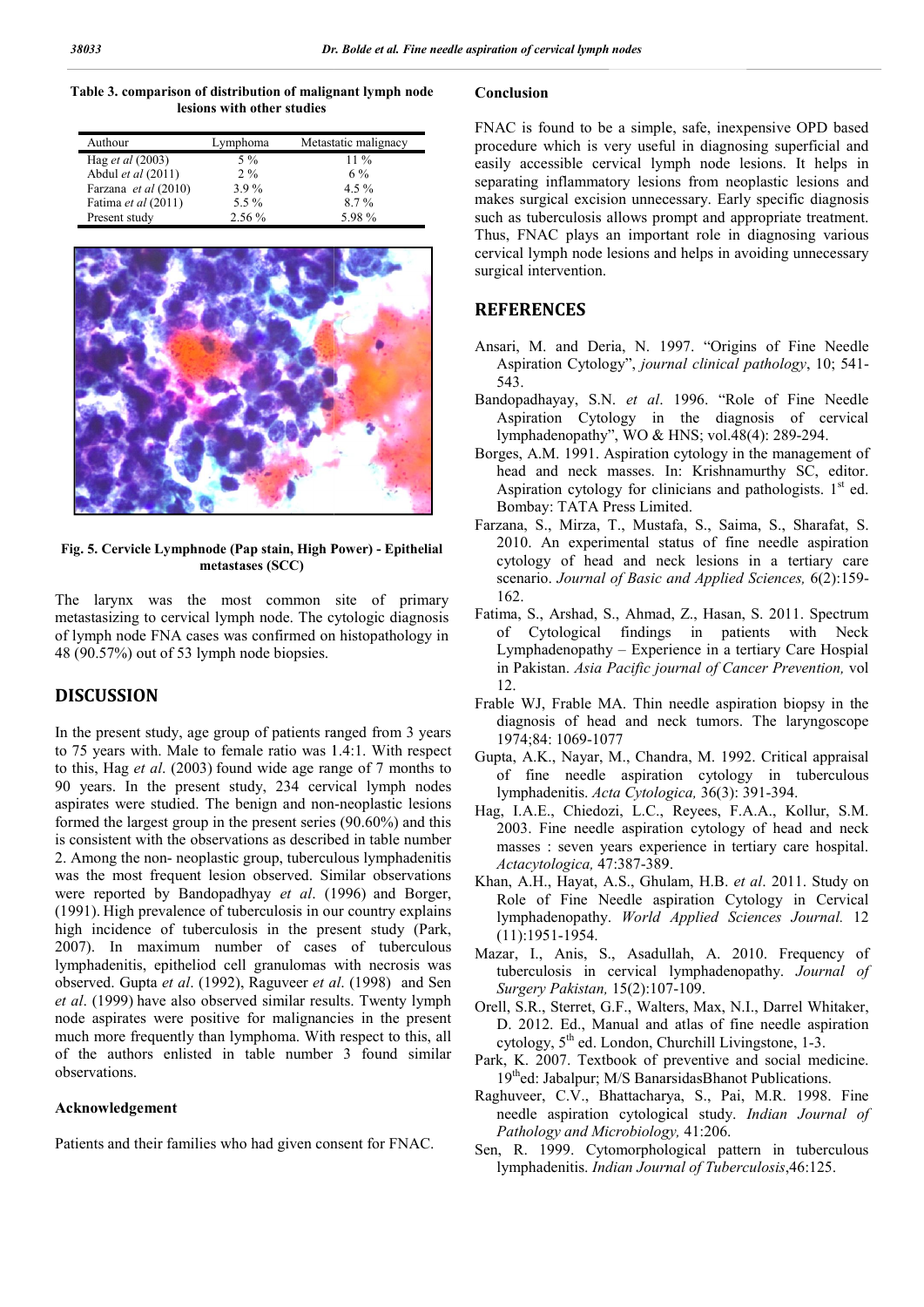**Table 3. comparison of distribution of malignant lymph node lesions with other studies**

| Authour | Lymphoma | Metastatic malignacy |
|---|---|---|
| Hag *et al* (2003) | 5 % | 11 % |
| Abdul *et al* (2011) | 2 % | 6 % |
| Farzana *et al* (2010) | 3.9 % | 4.5 % |
| Fatima *et al* (2011) | 5.5 % | 8.7 % |
| Present study | 2.56 % | 5.98 % |

**Fig. 5. Cervicle Lymphnode (Pap stain, High Power) - Epithelial metastases (SCC)**

The larynx was the most common site of primary metastasizing to cervical lymph node. The cytologic diagnosis of lymph node FNA cases was confirmed on histopathology in 48 (90.57%) out of 53 lymph node biopsies.

## DISCUSSION

In the present study, age group of patients ranged from 3 years to 75 years with. Male to female ratio was 1.4:1. With respect to this, Hag *et al*. (2003) found wide age range of 7 months to 90 years. In the present study, 234 cervical lymph nodes aspirates were studied. The benign and non-neoplastic lesions formed the largest group in the present series (90.60%) and this is consistent with the observations as described in table number 2. Among the non- neoplastic group, tuberculous lymphadenitis was the most frequent lesion observed. Similar observations were reported by Bandopadhyay *et al*. (1996) and Borger, (1991). High prevalence of tuberculosis in our country explains high incidence of tuberculosis in the present study (Park, 2007). In maximum number of cases of tuberculous lymphadenitis, epitheliod cell granulomas with necrosis was observed. Gupta *et al*. (1992), Raguveer *et al*. (1998) and Sen *et al*. (1999) have also observed similar results. Twenty lymph node aspirates were positive for malignancies in the present much more frequently than lymphoma. With respect to this, all of the authors enlisted in table number 3 found similar observations.

### Acknowledgement

Patients and their families who had given consent for FNAC.

### Conclusion

FNAC is found to be a simple, safe, inexpensive OPD based procedure which is very useful in diagnosing superficial and easily accessible cervical lymph node lesions. It helps in separating inflammatory lesions from neoplastic lesions and makes surgical excision unnecessary. Early specific diagnosis such as tuberculosis allows prompt and appropriate treatment. Thus, FNAC plays an important role in diagnosing various cervical lymph node lesions and helps in avoiding unnecessary surgical intervention.

## REFERENCES

Ansari, M. and Deria, N. 1997. "Origins of Fine Needle Aspiration Cytology", *journal clinical pathology*, 10; 541-543.

Bandopadhayay, S.N. *et al*. 1996. "Role of Fine Needle Aspiration Cytology in the diagnosis of cervical lymphadenopathy", WO & HNS; vol.48(4): 289-294.

Borges, A.M. 1991. Aspiration cytology in the management of head and neck masses. In: Krishnamurthy SC, editor. Aspiration cytology for clinicians and pathologists. 1st ed. Bombay: TATA Press Limited.

Farzana, S., Mirza, T., Mustafa, S., Saima, S., Sharafat, S. 2010. An experimental status of fine needle aspiration cytology of head and neck lesions in a tertiary care scenario. *Journal of Basic and Applied Sciences,* 6(2):159-162.

Fatima, S., Arshad, S., Ahmad, Z., Hasan, S. 2011. Spectrum of Cytological findings in patients with Neck Lymphadenopathy – Experience in a tertiary Care Hospital in Pakistan. *Asia Pacific journal of Cancer Prevention,* vol 12.

Frable WJ, Frable MA. Thin needle aspiration biopsy in the diagnosis of head and neck tumors. The laryngoscope 1974;84: 1069-1077

Gupta, A.K., Nayar, M., Chandra, M. 1992. Critical appraisal of fine needle aspiration cytology in tuberculous lymphadenitis. *Acta Cytologica,* 36(3): 391-394.

Hag, I.A.E., Chiedozi, L.C., Reyees, F.A.A., Kollur, S.M. 2003. Fine needle aspiration cytology of head and neck masses : seven years experience in tertiary care hospital. *Actacytologica,* 47:387-389.

Khan, A.H., Hayat, A.S., Ghulam, H.B. *et al*. 2011. Study on Role of Fine Needle aspiration Cytology in Cervical lymphadenopathy. *World Applied Sciences Journal.* 12 (11):1951-1954.

Mazar, I., Anis, S., Asadullah, A. 2010. Frequency of tuberculosis in cervical lymphadenopathy. *Journal of Surgery Pakistan,* 15(2):107-109.

Orell, S.R., Sterret, G.F., Walters, Max, N.I., Darrel Whitaker, D. 2012. Ed., Manual and atlas of fine needle aspiration cytology, 5th ed. London, Churchill Livingstone, 1-3.

Park, K. 2007. Textbook of preventive and social medicine. 19th ed: Jabalpur; M/S BanarsidasBhanot Publications.

Raghuveer, C.V., Bhattacharya, S., Pai, M.R. 1998. Fine needle aspiration cytological study. *Indian Journal of Pathology and Microbiology,* 41:206.

Sen, R. 1999. Cytomorphological pattern in tuberculous lymphadenitis. *Indian Journal of Tuberculosis*,46:125.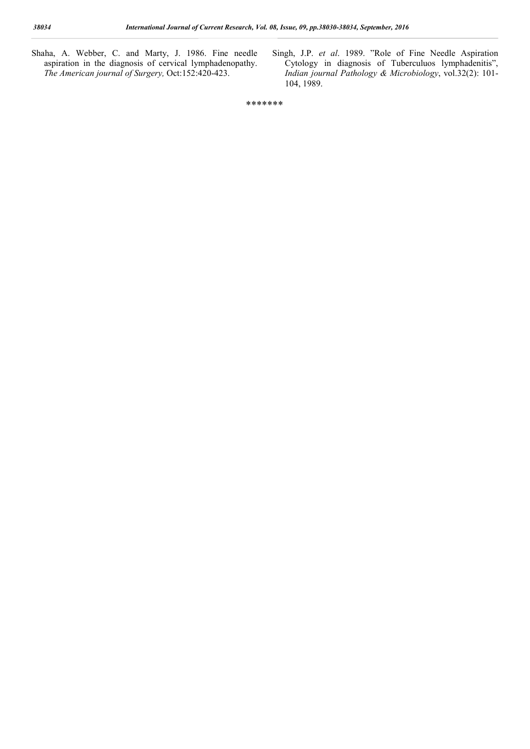Shaha, A. Webber, C. and Marty, J. 1986. Fine needle aspiration in the diagnosis of cervical lymphadenopathy. *The American journal of Surgery,* Oct:152:420-423.

Singh, J.P. *et al*. 1989. "Role of Fine Needle Aspiration Cytology in diagnosis of Tuberculuos lymphadenitis", *Indian journal Pathology & Microbiology*, vol.32(2): 101-104, 1989.

*******